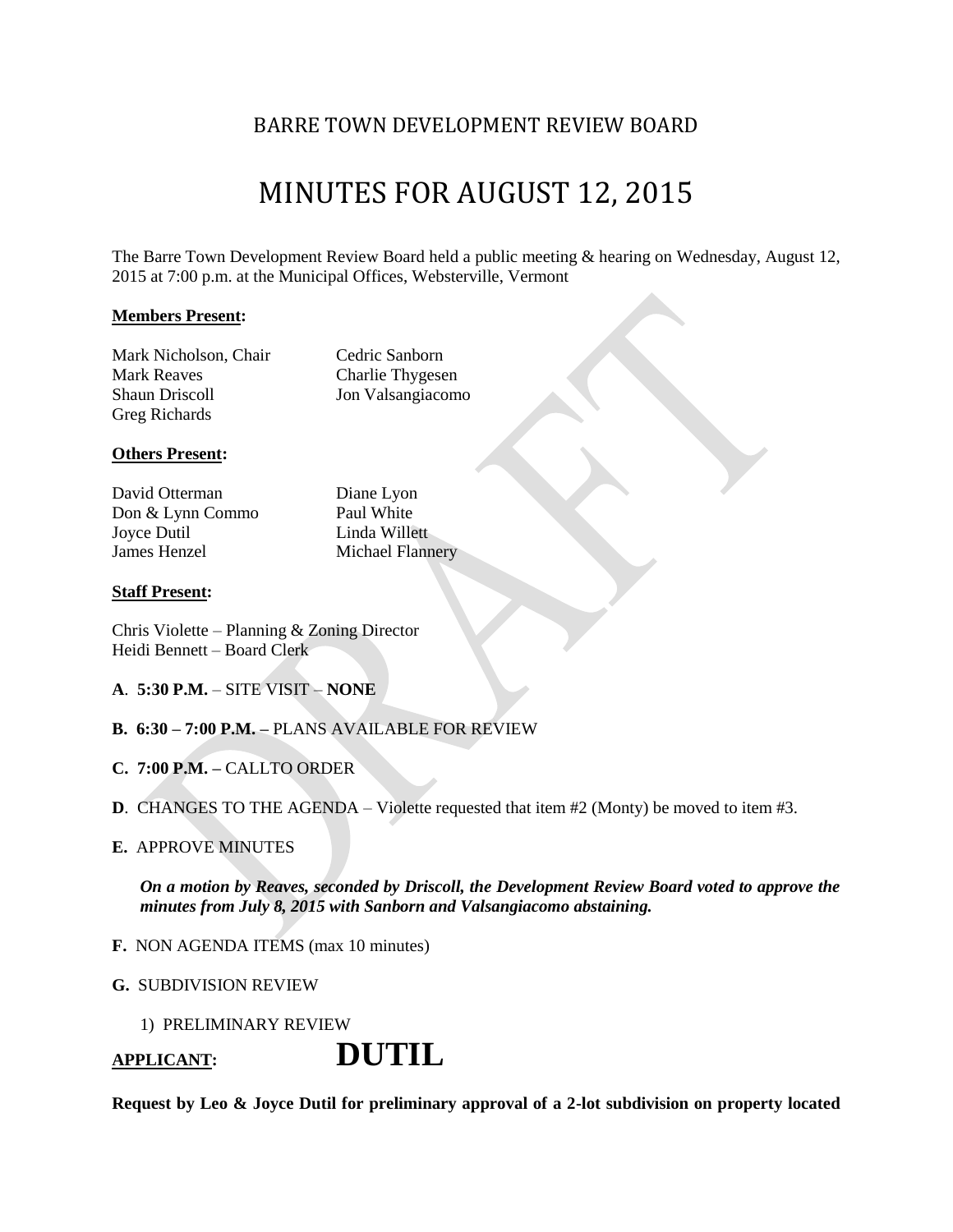## BARRE TOWN DEVELOPMENT REVIEW BOARD

# MINUTES FOR AUGUST 12, 2015

The Barre Town Development Review Board held a public meeting & hearing on Wednesday, August 12, 2015 at 7:00 p.m. at the Municipal Offices, Websterville, Vermont

**Members Present:**

Mark Nicholson, Chair
Mark Reaves
Shaun Driscoll
Greg Richards
Cedric Sanborn
Charlie Thygesen
Jon Valsangiacomo

**Others Present:**

David Otterman
Don & Lynn Commo
Joyce Dutil
James Henzel
Diane Lyon
Paul White
Linda Willett
Michael Flannery

**Staff Present:**

Chris Violette – Planning & Zoning Director
Heidi Bennett – Board Clerk

**A**. **5:30 P.M.** – SITE VISIT – **NONE**

**B. 6:30 – 7:00 P.M. –** PLANS AVAILABLE FOR REVIEW

**C. 7:00 P.M. –** CALLTO ORDER

**D**. CHANGES TO THE AGENDA – Violette requested that item #2 (Monty) be moved to item #3.

**E.** APPROVE MINUTES

***On a motion by Reaves, seconded by Driscoll, the Development Review Board voted to approve the minutes from July 8, 2015 with Sanborn and Valsangiacomo abstaining.***

**F.** NON AGENDA ITEMS (max 10 minutes)

**G.** SUBDIVISION REVIEW

1) PRELIMINARY REVIEW

**APPLICANT:** **DUTIL**

**Request by Leo & Joyce Dutil for preliminary approval of a 2-lot subdivision on property located**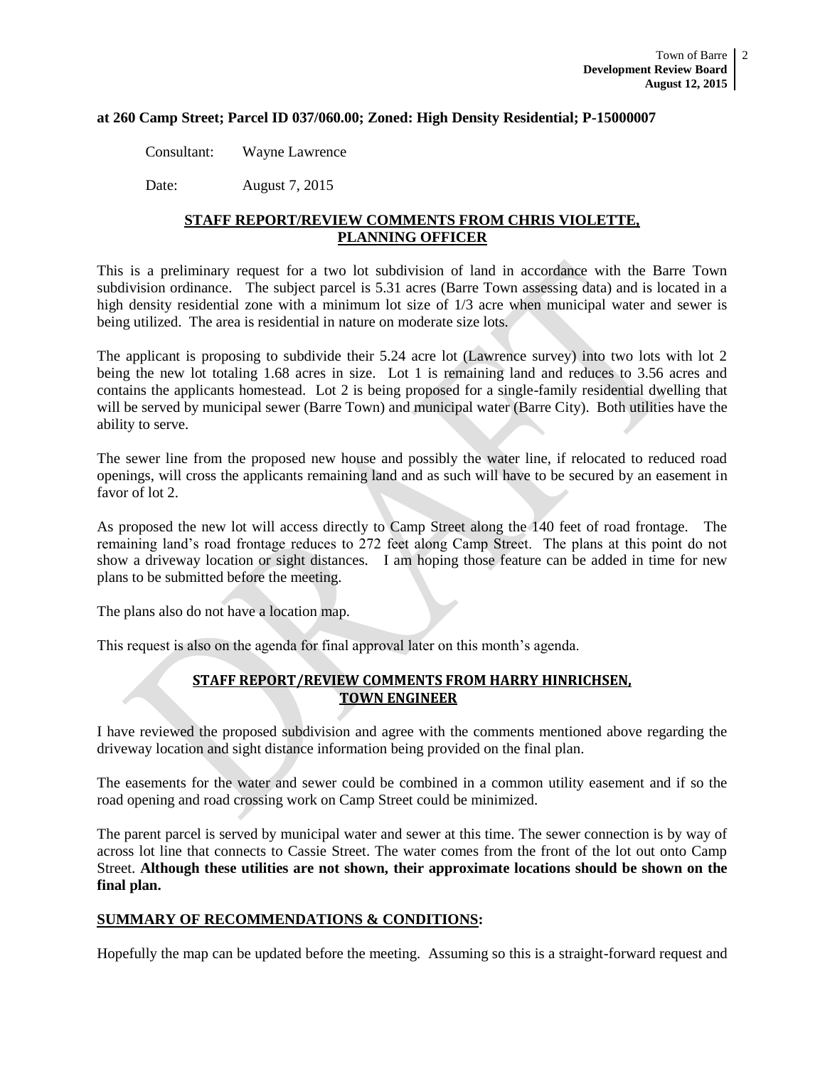**at 260 Camp Street; Parcel ID 037/060.00; Zoned: High Density Residential; P-15000007**

Consultant: Wayne Lawrence

Date: August 7, 2015

**STAFF REPORT/REVIEW COMMENTS FROM CHRIS VIOLETTE, PLANNING OFFICER**

This is a preliminary request for a two lot subdivision of land in accordance with the Barre Town subdivision ordinance. The subject parcel is 5.31 acres (Barre Town assessing data) and is located in a high density residential zone with a minimum lot size of 1/3 acre when municipal water and sewer is being utilized. The area is residential in nature on moderate size lots.

The applicant is proposing to subdivide their 5.24 acre lot (Lawrence survey) into two lots with lot 2 being the new lot totaling 1.68 acres in size. Lot 1 is remaining land and reduces to 3.56 acres and contains the applicants homestead. Lot 2 is being proposed for a single-family residential dwelling that will be served by municipal sewer (Barre Town) and municipal water (Barre City). Both utilities have the ability to serve.

The sewer line from the proposed new house and possibly the water line, if relocated to reduced road openings, will cross the applicants remaining land and as such will have to be secured by an easement in favor of lot 2.

As proposed the new lot will access directly to Camp Street along the 140 feet of road frontage. The remaining land's road frontage reduces to 272 feet along Camp Street. The plans at this point do not show a driveway location or sight distances. I am hoping those feature can be added in time for new plans to be submitted before the meeting.

The plans also do not have a location map.

This request is also on the agenda for final approval later on this month's agenda.

**STAFF REPORT/REVIEW COMMENTS FROM HARRY HINRICHSEN, TOWN ENGINEER**

I have reviewed the proposed subdivision and agree with the comments mentioned above regarding the driveway location and sight distance information being provided on the final plan.

The easements for the water and sewer could be combined in a common utility easement and if so the road opening and road crossing work on Camp Street could be minimized.

The parent parcel is served by municipal water and sewer at this time. The sewer connection is by way of across lot line that connects to Cassie Street. The water comes from the front of the lot out onto Camp Street. **Although these utilities are not shown, their approximate locations should be shown on the final plan.**

**SUMMARY OF RECOMMENDATIONS & CONDITIONS:**

Hopefully the map can be updated before the meeting. Assuming so this is a straight-forward request and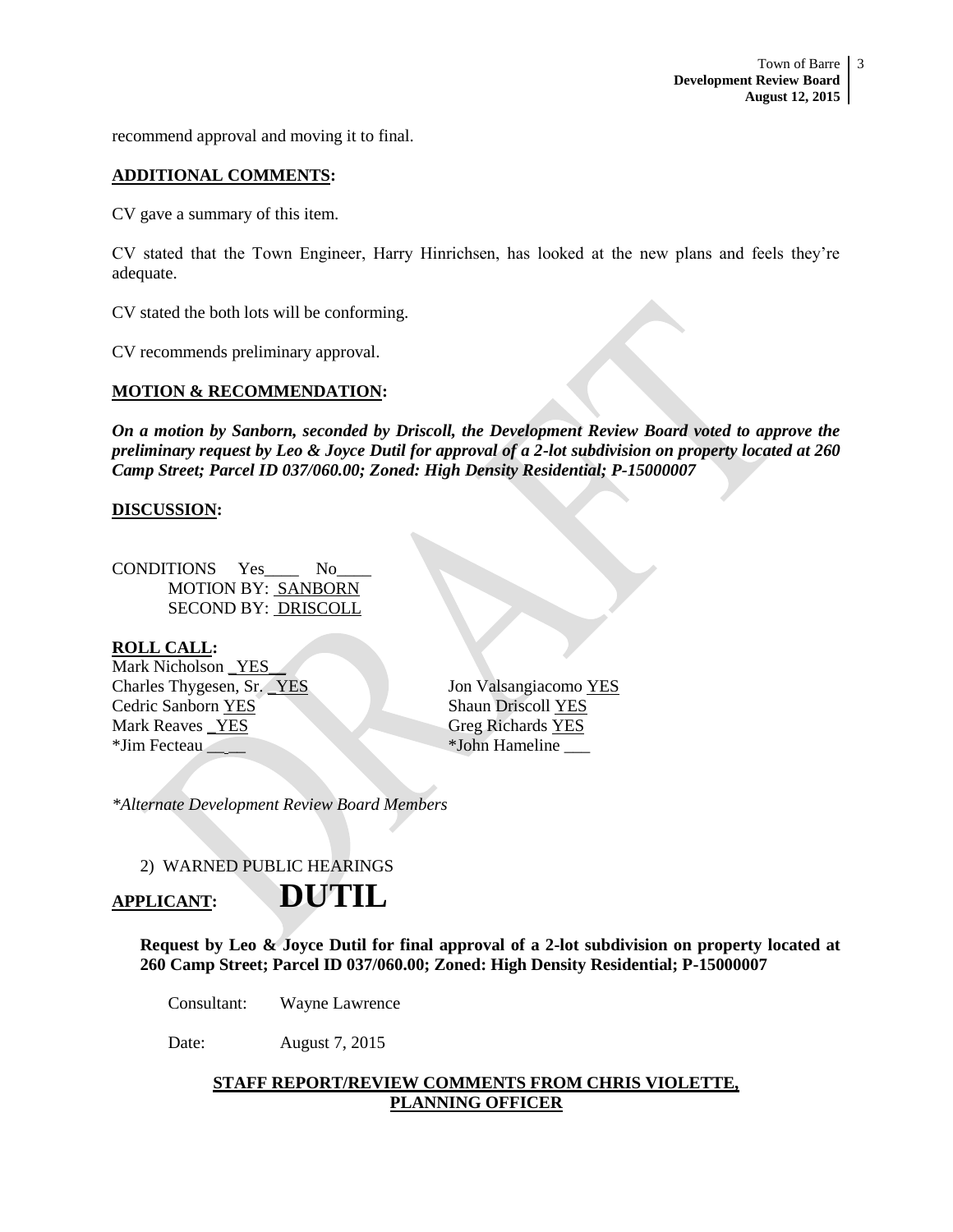recommend approval and moving it to final.

**ADDITIONAL COMMENTS:**

CV gave a summary of this item.

CV stated that the Town Engineer, Harry Hinrichsen, has looked at the new plans and feels they're adequate.

CV stated the both lots will be conforming.

CV recommends preliminary approval.

**MOTION & RECOMMENDATION:**

***On a motion by Sanborn, seconded by Driscoll, the Development Review Board voted to approve the preliminary request by Leo & Joyce Dutil for approval of a 2-lot subdivision on property located at 260 Camp Street; Parcel ID 037/060.00; Zoned: High Density Residential; P-15000007***

**DISCUSSION:**

CONDITIONS Yes____ No____
MOTION BY: SANBORN
SECOND BY: DRISCOLL

**ROLL CALL:**

Mark Nicholson _YES__
Charles Thygesen, Sr. _YES
Cedric Sanborn YES
Mark Reaves _YES
*Jim Fecteau _____
Jon Valsangiacomo YES
Shaun Driscoll YES
Greg Richards YES
*John Hameline ___

*\*Alternate Development Review Board Members*

2) WARNED PUBLIC HEARINGS

**APPLICANT:** **DUTIL**

**Request by Leo & Joyce Dutil for final approval of a 2-lot subdivision on property located at 260 Camp Street; Parcel ID 037/060.00; Zoned: High Density Residential; P-15000007**

Consultant: Wayne Lawrence

Date: August 7, 2015

**STAFF REPORT/REVIEW COMMENTS FROM CHRIS VIOLETTE, PLANNING OFFICER**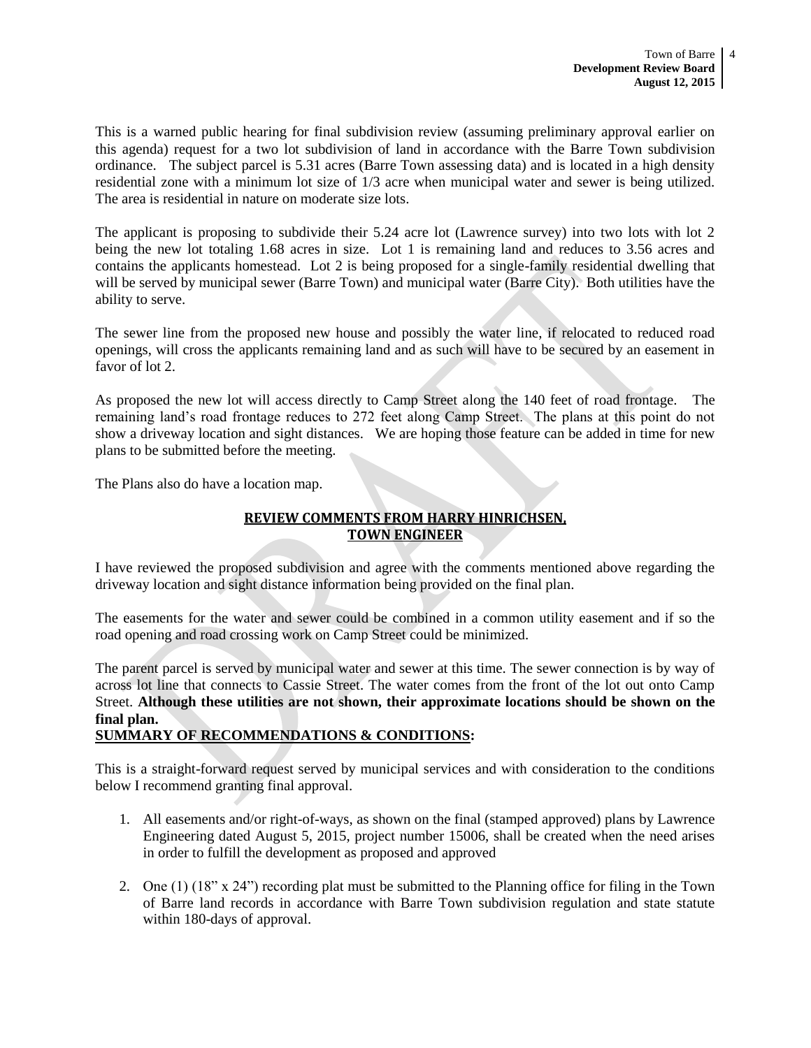This is a warned public hearing for final subdivision review (assuming preliminary approval earlier on this agenda) request for a two lot subdivision of land in accordance with the Barre Town subdivision ordinance. The subject parcel is 5.31 acres (Barre Town assessing data) and is located in a high density residential zone with a minimum lot size of 1/3 acre when municipal water and sewer is being utilized. The area is residential in nature on moderate size lots.

The applicant is proposing to subdivide their 5.24 acre lot (Lawrence survey) into two lots with lot 2 being the new lot totaling 1.68 acres in size. Lot 1 is remaining land and reduces to 3.56 acres and contains the applicants homestead. Lot 2 is being proposed for a single-family residential dwelling that will be served by municipal sewer (Barre Town) and municipal water (Barre City). Both utilities have the ability to serve.

The sewer line from the proposed new house and possibly the water line, if relocated to reduced road openings, will cross the applicants remaining land and as such will have to be secured by an easement in favor of lot 2.

As proposed the new lot will access directly to Camp Street along the 140 feet of road frontage. The remaining land's road frontage reduces to 272 feet along Camp Street. The plans at this point do not show a driveway location and sight distances. We are hoping those feature can be added in time for new plans to be submitted before the meeting.

The Plans also do have a location map.

## REVIEW COMMENTS FROM HARRY HINRICHSEN, TOWN ENGINEER

I have reviewed the proposed subdivision and agree with the comments mentioned above regarding the driveway location and sight distance information being provided on the final plan.

The easements for the water and sewer could be combined in a common utility easement and if so the road opening and road crossing work on Camp Street could be minimized.

The parent parcel is served by municipal water and sewer at this time. The sewer connection is by way of across lot line that connects to Cassie Street. The water comes from the front of the lot out onto Camp Street. **Although these utilities are not shown, their approximate locations should be shown on the final plan.**

**SUMMARY OF RECOMMENDATIONS & CONDITIONS:**

This is a straight-forward request served by municipal services and with consideration to the conditions below I recommend granting final approval.

1. All easements and/or right-of-ways, as shown on the final (stamped approved) plans by Lawrence Engineering dated August 5, 2015, project number 15006, shall be created when the need arises in order to fulfill the development as proposed and approved

2. One (1) (18" x 24") recording plat must be submitted to the Planning office for filing in the Town of Barre land records in accordance with Barre Town subdivision regulation and state statute within 180-days of approval.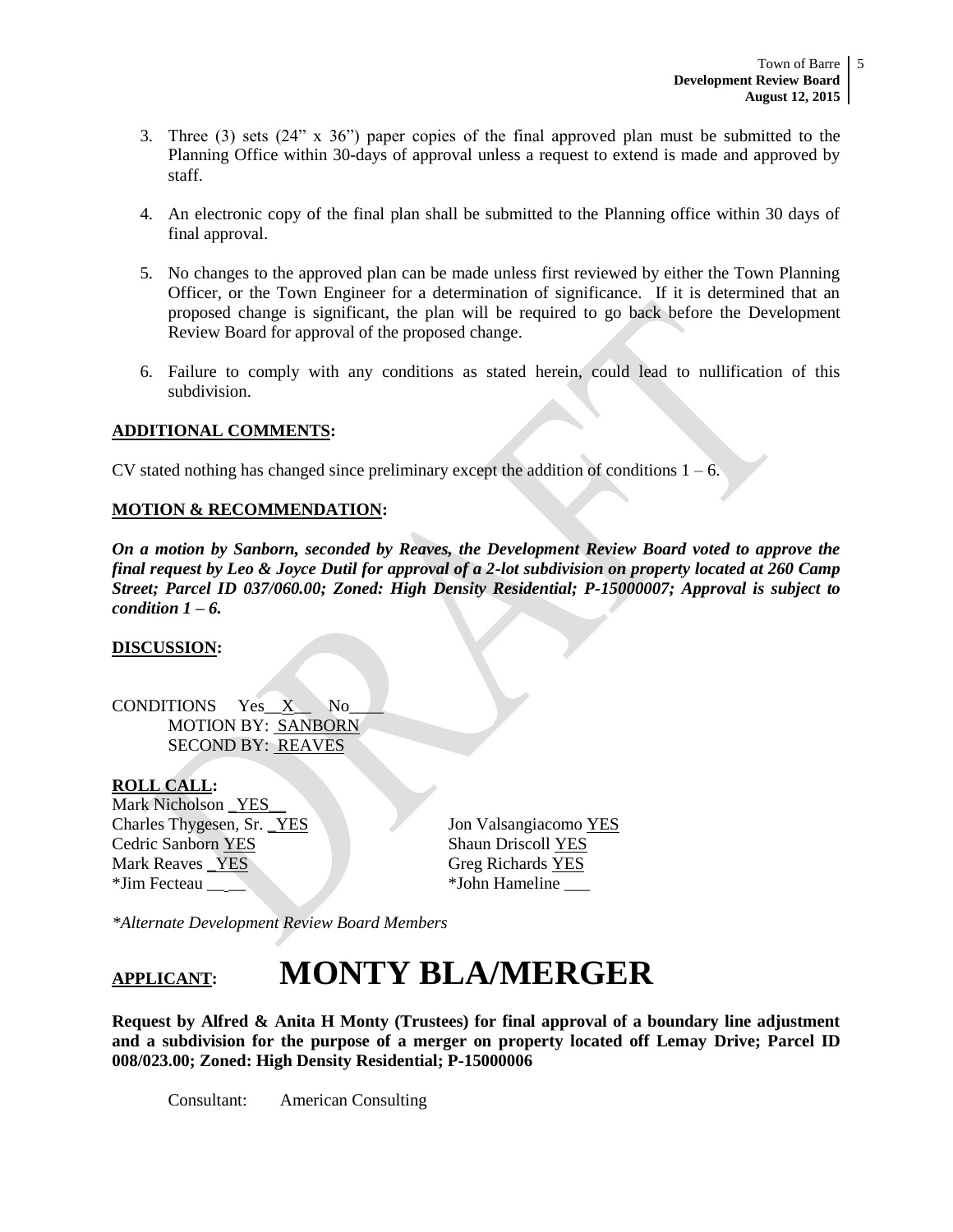3. Three (3) sets (24" x 36") paper copies of the final approved plan must be submitted to the Planning Office within 30-days of approval unless a request to extend is made and approved by staff.

4. An electronic copy of the final plan shall be submitted to the Planning office within 30 days of final approval.

5. No changes to the approved plan can be made unless first reviewed by either the Town Planning Officer, or the Town Engineer for a determination of significance. If it is determined that an proposed change is significant, the plan will be required to go back before the Development Review Board for approval of the proposed change.

6. Failure to comply with any conditions as stated herein, could lead to nullification of this subdivision.

**ADDITIONAL COMMENTS:**

CV stated nothing has changed since preliminary except the addition of conditions 1 – 6.

**MOTION & RECOMMENDATION:**

***On a motion by Sanborn, seconded by Reaves, the Development Review Board voted to approve the final request by Leo & Joyce Dutil for approval of a 2-lot subdivision on property located at 260 Camp Street; Parcel ID 037/060.00; Zoned: High Density Residential; P-15000007; Approval is subject to condition 1 – 6.***

**DISCUSSION:**

CONDITIONS Yes__X__ No____
MOTION BY: SANBORN
SECOND BY: REAVES

**ROLL CALL:**

Mark Nicholson YES
Charles Thygesen, Sr. YES
Cedric Sanborn YES
Mark Reaves YES
*Jim Fecteau ___
Jon Valsangiacomo YES
Shaun Driscoll YES
Greg Richards YES
*John Hameline ___

*\*Alternate Development Review Board Members*

## APPLICANT: MONTY BLA/MERGER

**Request by Alfred & Anita H Monty (Trustees) for final approval of a boundary line adjustment and a subdivision for the purpose of a merger on property located off Lemay Drive; Parcel ID 008/023.00; Zoned: High Density Residential; P-15000006**

Consultant: American Consulting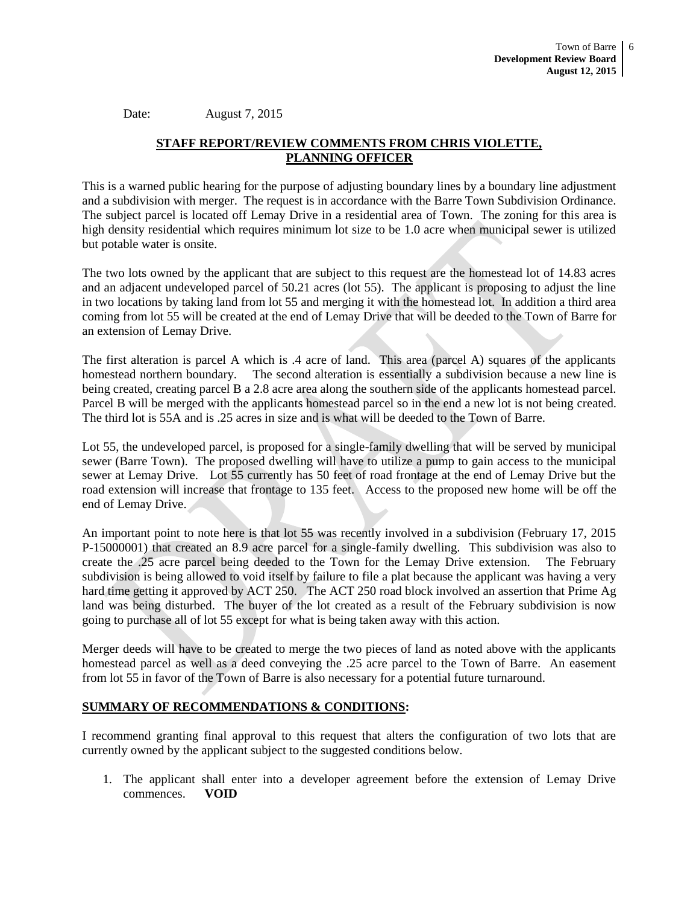Date: August 7, 2015

**STAFF REPORT/REVIEW COMMENTS FROM CHRIS VIOLETTE, PLANNING OFFICER**

This is a warned public hearing for the purpose of adjusting boundary lines by a boundary line adjustment and a subdivision with merger. The request is in accordance with the Barre Town Subdivision Ordinance. The subject parcel is located off Lemay Drive in a residential area of Town. The zoning for this area is high density residential which requires minimum lot size to be 1.0 acre when municipal sewer is utilized but potable water is onsite.

The two lots owned by the applicant that are subject to this request are the homestead lot of 14.83 acres and an adjacent undeveloped parcel of 50.21 acres (lot 55). The applicant is proposing to adjust the line in two locations by taking land from lot 55 and merging it with the homestead lot. In addition a third area coming from lot 55 will be created at the end of Lemay Drive that will be deeded to the Town of Barre for an extension of Lemay Drive.

The first alteration is parcel A which is .4 acre of land. This area (parcel A) squares of the applicants homestead northern boundary. The second alteration is essentially a subdivision because a new line is being created, creating parcel B a 2.8 acre area along the southern side of the applicants homestead parcel. Parcel B will be merged with the applicants homestead parcel so in the end a new lot is not being created. The third lot is 55A and is .25 acres in size and is what will be deeded to the Town of Barre.

Lot 55, the undeveloped parcel, is proposed for a single-family dwelling that will be served by municipal sewer (Barre Town). The proposed dwelling will have to utilize a pump to gain access to the municipal sewer at Lemay Drive. Lot 55 currently has 50 feet of road frontage at the end of Lemay Drive but the road extension will increase that frontage to 135 feet. Access to the proposed new home will be off the end of Lemay Drive.

An important point to note here is that lot 55 was recently involved in a subdivision (February 17, 2015 P-15000001) that created an 8.9 acre parcel for a single-family dwelling. This subdivision was also to create the .25 acre parcel being deeded to the Town for the Lemay Drive extension. The February subdivision is being allowed to void itself by failure to file a plat because the applicant was having a very hard time getting it approved by ACT 250. The ACT 250 road block involved an assertion that Prime Ag land was being disturbed. The buyer of the lot created as a result of the February subdivision is now going to purchase all of lot 55 except for what is being taken away with this action.

Merger deeds will have to be created to merge the two pieces of land as noted above with the applicants homestead parcel as well as a deed conveying the .25 acre parcel to the Town of Barre. An easement from lot 55 in favor of the Town of Barre is also necessary for a potential future turnaround.

**SUMMARY OF RECOMMENDATIONS & CONDITIONS:**

I recommend granting final approval to this request that alters the configuration of two lots that are currently owned by the applicant subject to the suggested conditions below.

1. The applicant shall enter into a developer agreement before the extension of Lemay Drive commences. **VOID**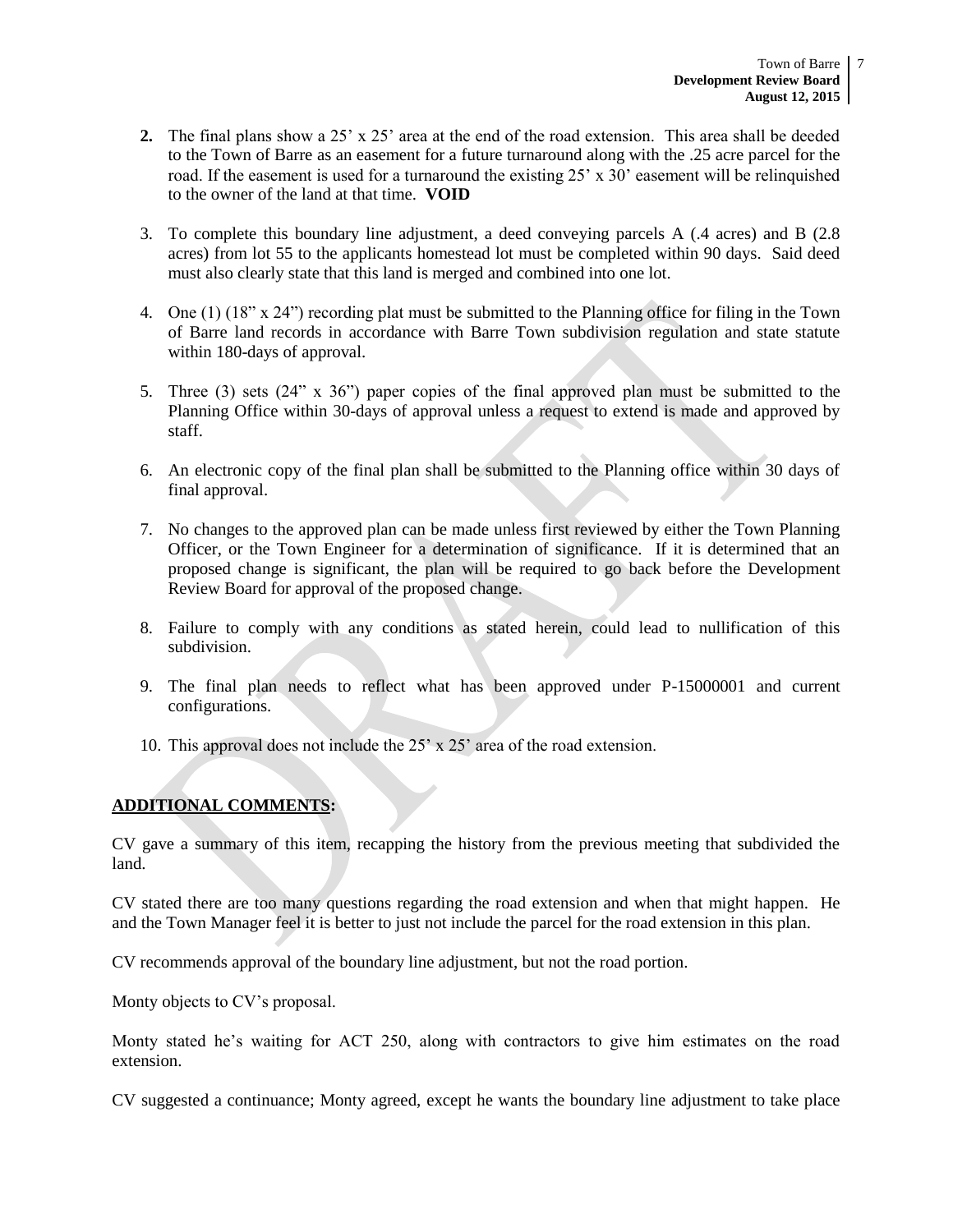2. The final plans show a 25' x 25' area at the end of the road extension. This area shall be deeded to the Town of Barre as an easement for a future turnaround along with the .25 acre parcel for the road. If the easement is used for a turnaround the existing 25' x 30' easement will be relinquished to the owner of the land at that time. **VOID**

3. To complete this boundary line adjustment, a deed conveying parcels A (.4 acres) and B (2.8 acres) from lot 55 to the applicants homestead lot must be completed within 90 days. Said deed must also clearly state that this land is merged and combined into one lot.

4. One (1) (18" x 24") recording plat must be submitted to the Planning office for filing in the Town of Barre land records in accordance with Barre Town subdivision regulation and state statute within 180-days of approval.

5. Three (3) sets (24" x 36") paper copies of the final approved plan must be submitted to the Planning Office within 30-days of approval unless a request to extend is made and approved by staff.

6. An electronic copy of the final plan shall be submitted to the Planning office within 30 days of final approval.

7. No changes to the approved plan can be made unless first reviewed by either the Town Planning Officer, or the Town Engineer for a determination of significance. If it is determined that an proposed change is significant, the plan will be required to go back before the Development Review Board for approval of the proposed change.

8. Failure to comply with any conditions as stated herein, could lead to nullification of this subdivision.

9. The final plan needs to reflect what has been approved under P-15000001 and current configurations.

10. This approval does not include the 25' x 25' area of the road extension.

**ADDITIONAL COMMENTS:**

CV gave a summary of this item, recapping the history from the previous meeting that subdivided the land.

CV stated there are too many questions regarding the road extension and when that might happen. He and the Town Manager feel it is better to just not include the parcel for the road extension in this plan.

CV recommends approval of the boundary line adjustment, but not the road portion.

Monty objects to CV's proposal.

Monty stated he's waiting for ACT 250, along with contractors to give him estimates on the road extension.

CV suggested a continuance; Monty agreed, except he wants the boundary line adjustment to take place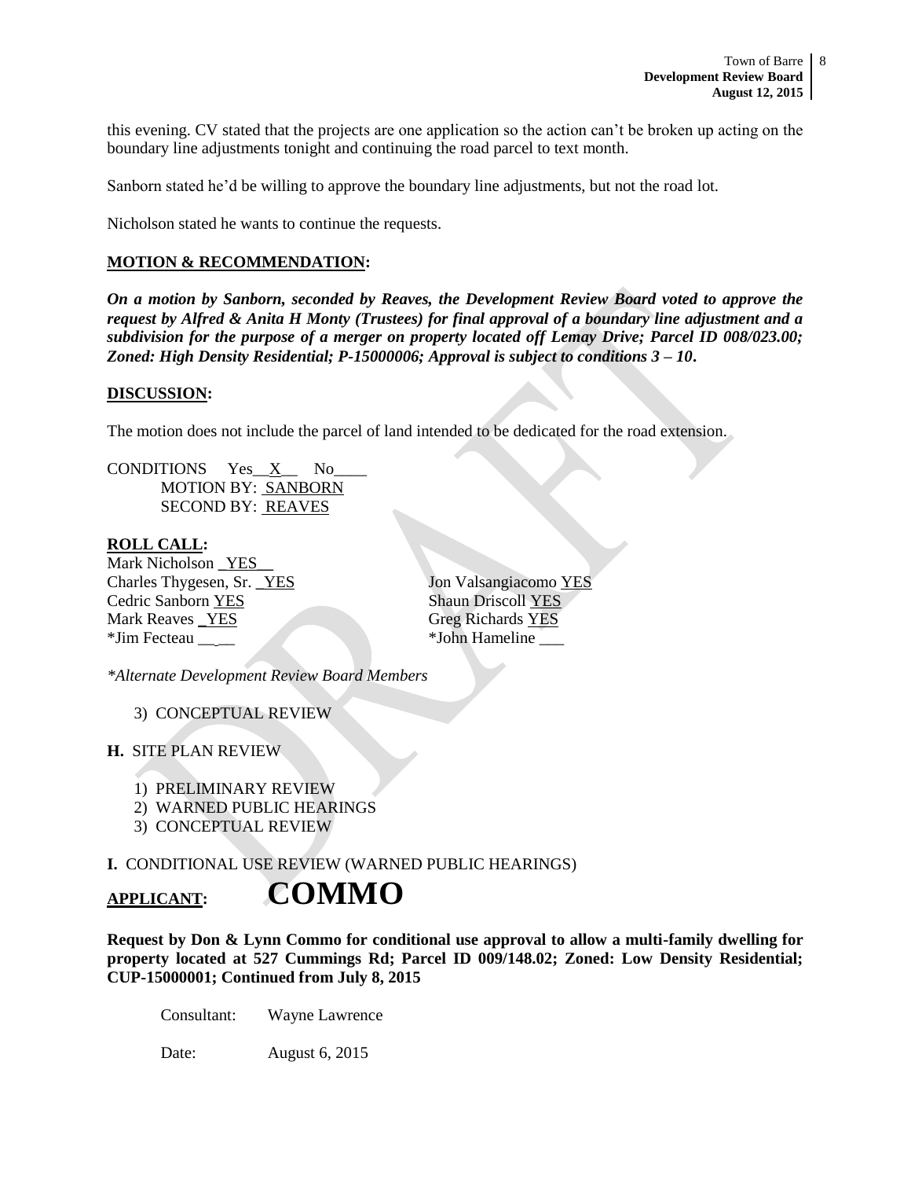this evening. CV stated that the projects are one application so the action can't be broken up acting on the boundary line adjustments tonight and continuing the road parcel to text month.

Sanborn stated he'd be willing to approve the boundary line adjustments, but not the road lot.

Nicholson stated he wants to continue the requests.

**MOTION & RECOMMENDATION:**

***On a motion by Sanborn, seconded by Reaves, the Development Review Board voted to approve the request by Alfred & Anita H Monty (Trustees) for final approval of a boundary line adjustment and a subdivision for the purpose of a merger on property located off Lemay Drive; Parcel ID 008/023.00; Zoned: High Density Residential; P-15000006; Approval is subject to conditions 3 – 10.***

**DISCUSSION:**

The motion does not include the parcel of land intended to be dedicated for the road extension.

CONDITIONS Yes__X__ No____
MOTION BY: SANBORN
SECOND BY: REAVES

**ROLL CALL:**

Mark Nicholson _YES__
Charles Thygesen, Sr. _YES
Cedric Sanborn YES
Mark Reaves _YES
*Jim Fecteau _____
Jon Valsangiacomo YES
Shaun Driscoll YES
Greg Richards YES
*John Hameline ___

*\*Alternate Development Review Board Members*

3) CONCEPTUAL REVIEW

**H.** SITE PLAN REVIEW

1) PRELIMINARY REVIEW
2) WARNED PUBLIC HEARINGS
3) CONCEPTUAL REVIEW

**I.** CONDITIONAL USE REVIEW (WARNED PUBLIC HEARINGS)

## APPLICANT: COMMO

**Request by Don & Lynn Commo for conditional use approval to allow a multi-family dwelling for property located at 527 Cummings Rd; Parcel ID 009/148.02; Zoned: Low Density Residential; CUP-15000001; Continued from July 8, 2015**

Consultant: Wayne Lawrence

Date: August 6, 2015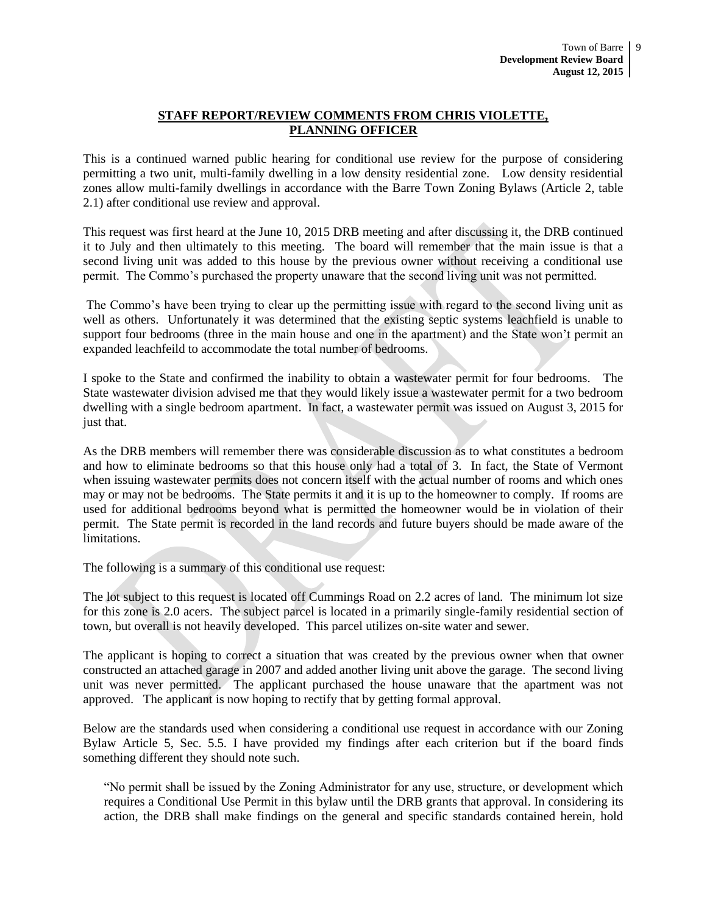## STAFF REPORT/REVIEW COMMENTS FROM CHRIS VIOLETTE, PLANNING OFFICER

This is a continued warned public hearing for conditional use review for the purpose of considering permitting a two unit, multi-family dwelling in a low density residential zone. Low density residential zones allow multi-family dwellings in accordance with the Barre Town Zoning Bylaws (Article 2, table 2.1) after conditional use review and approval.

This request was first heard at the June 10, 2015 DRB meeting and after discussing it, the DRB continued it to July and then ultimately to this meeting. The board will remember that the main issue is that a second living unit was added to this house by the previous owner without receiving a conditional use permit. The Commo's purchased the property unaware that the second living unit was not permitted.

The Commo's have been trying to clear up the permitting issue with regard to the second living unit as well as others. Unfortunately it was determined that the existing septic systems leachfield is unable to support four bedrooms (three in the main house and one in the apartment) and the State won't permit an expanded leachfeild to accommodate the total number of bedrooms.

I spoke to the State and confirmed the inability to obtain a wastewater permit for four bedrooms. The State wastewater division advised me that they would likely issue a wastewater permit for a two bedroom dwelling with a single bedroom apartment. In fact, a wastewater permit was issued on August 3, 2015 for just that.

As the DRB members will remember there was considerable discussion as to what constitutes a bedroom and how to eliminate bedrooms so that this house only had a total of 3. In fact, the State of Vermont when issuing wastewater permits does not concern itself with the actual number of rooms and which ones may or may not be bedrooms. The State permits it and it is up to the homeowner to comply. If rooms are used for additional bedrooms beyond what is permitted the homeowner would be in violation of their permit. The State permit is recorded in the land records and future buyers should be made aware of the limitations.

The following is a summary of this conditional use request:

The lot subject to this request is located off Cummings Road on 2.2 acres of land. The minimum lot size for this zone is 2.0 acers. The subject parcel is located in a primarily single-family residential section of town, but overall is not heavily developed. This parcel utilizes on-site water and sewer.

The applicant is hoping to correct a situation that was created by the previous owner when that owner constructed an attached garage in 2007 and added another living unit above the garage. The second living unit was never permitted. The applicant purchased the house unaware that the apartment was not approved. The applicant is now hoping to rectify that by getting formal approval.

Below are the standards used when considering a conditional use request in accordance with our Zoning Bylaw Article 5, Sec. 5.5. I have provided my findings after each criterion but if the board finds something different they should note such.

> "No permit shall be issued by the Zoning Administrator for any use, structure, or development which requires a Conditional Use Permit in this bylaw until the DRB grants that approval. In considering its action, the DRB shall make findings on the general and specific standards contained herein, hold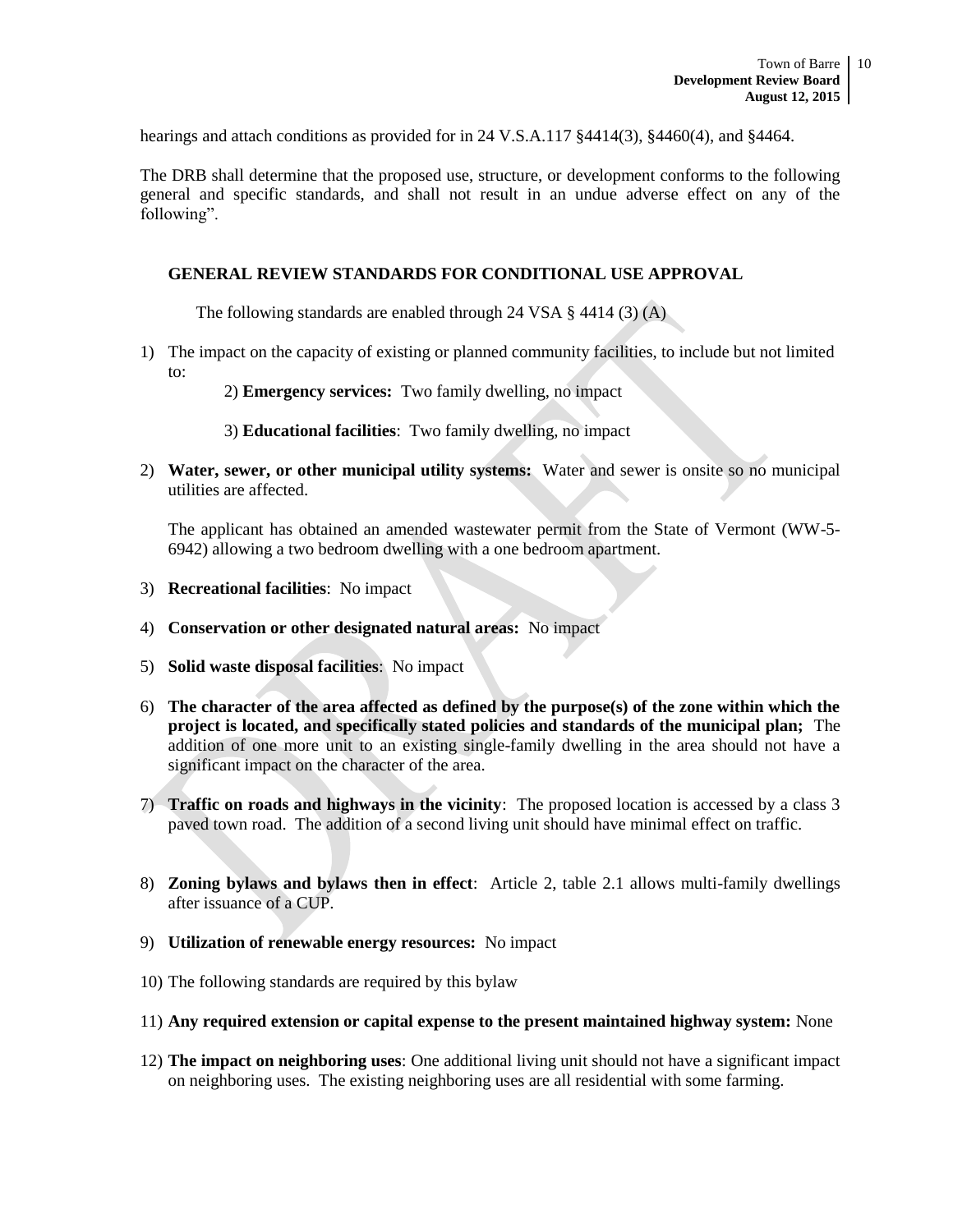hearings and attach conditions as provided for in 24 V.S.A.117 §4414(3), §4460(4), and §4464.

The DRB shall determine that the proposed use, structure, or development conforms to the following general and specific standards, and shall not result in an undue adverse effect on any of the following".

### GENERAL REVIEW STANDARDS FOR CONDITIONAL USE APPROVAL

The following standards are enabled through 24 VSA § 4414 (3) (A)

1) The impact on the capacity of existing or planned community facilities, to include but not limited to:

   2) **Emergency services:** Two family dwelling, no impact

   3) **Educational facilities**: Two family dwelling, no impact

2) **Water, sewer, or other municipal utility systems:** Water and sewer is onsite so no municipal utilities are affected.

   The applicant has obtained an amended wastewater permit from the State of Vermont (WW-5-6942) allowing a two bedroom dwelling with a one bedroom apartment.

3) **Recreational facilities**: No impact

4) **Conservation or other designated natural areas:** No impact

5) **Solid waste disposal facilities**: No impact

6) **The character of the area affected as defined by the purpose(s) of the zone within which the project is located, and specifically stated policies and standards of the municipal plan;** The addition of one more unit to an existing single-family dwelling in the area should not have a significant impact on the character of the area.

7) **Traffic on roads and highways in the vicinity**: The proposed location is accessed by a class 3 paved town road. The addition of a second living unit should have minimal effect on traffic.

8) **Zoning bylaws and bylaws then in effect**: Article 2, table 2.1 allows multi-family dwellings after issuance of a CUP.

9) **Utilization of renewable energy resources:** No impact

10) The following standards are required by this bylaw

11) **Any required extension or capital expense to the present maintained highway system:** None

12) **The impact on neighboring uses**: One additional living unit should not have a significant impact on neighboring uses. The existing neighboring uses are all residential with some farming.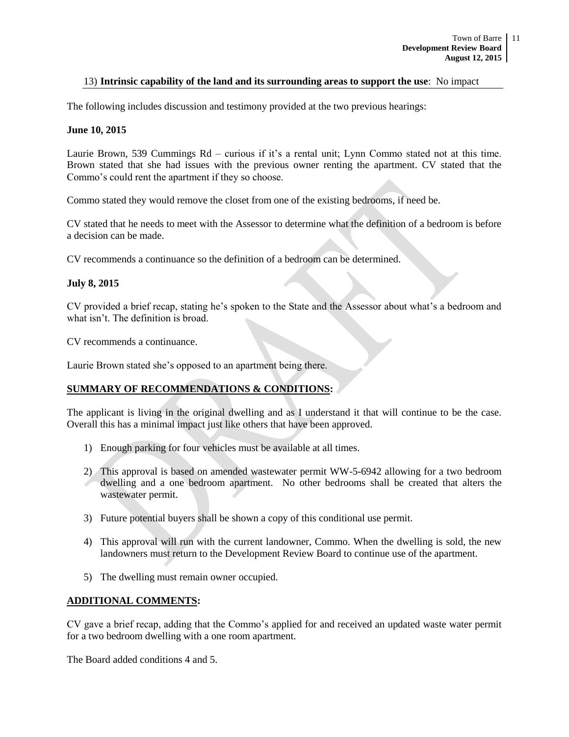13) **Intrinsic capability of the land and its surrounding areas to support the use**: No impact

The following includes discussion and testimony provided at the two previous hearings:

**June 10, 2015**

Laurie Brown, 539 Cummings Rd – curious if it's a rental unit; Lynn Commo stated not at this time. Brown stated that she had issues with the previous owner renting the apartment. CV stated that the Commo's could rent the apartment if they so choose.

Commo stated they would remove the closet from one of the existing bedrooms, if need be.

CV stated that he needs to meet with the Assessor to determine what the definition of a bedroom is before a decision can be made.

CV recommends a continuance so the definition of a bedroom can be determined.

**July 8, 2015**

CV provided a brief recap, stating he's spoken to the State and the Assessor about what's a bedroom and what isn't. The definition is broad.

CV recommends a continuance.

Laurie Brown stated she's opposed to an apartment being there.

## SUMMARY OF RECOMMENDATIONS & CONDITIONS:

The applicant is living in the original dwelling and as I understand it that will continue to be the case. Overall this has a minimal impact just like others that have been approved.

1) Enough parking for four vehicles must be available at all times.

2) This approval is based on amended wastewater permit WW-5-6942 allowing for a two bedroom dwelling and a one bedroom apartment. No other bedrooms shall be created that alters the wastewater permit.

3) Future potential buyers shall be shown a copy of this conditional use permit.

4) This approval will run with the current landowner, Commo. When the dwelling is sold, the new landowners must return to the Development Review Board to continue use of the apartment.

5) The dwelling must remain owner occupied.

## ADDITIONAL COMMENTS:

CV gave a brief recap, adding that the Commo's applied for and received an updated waste water permit for a two bedroom dwelling with a one room apartment.

The Board added conditions 4 and 5.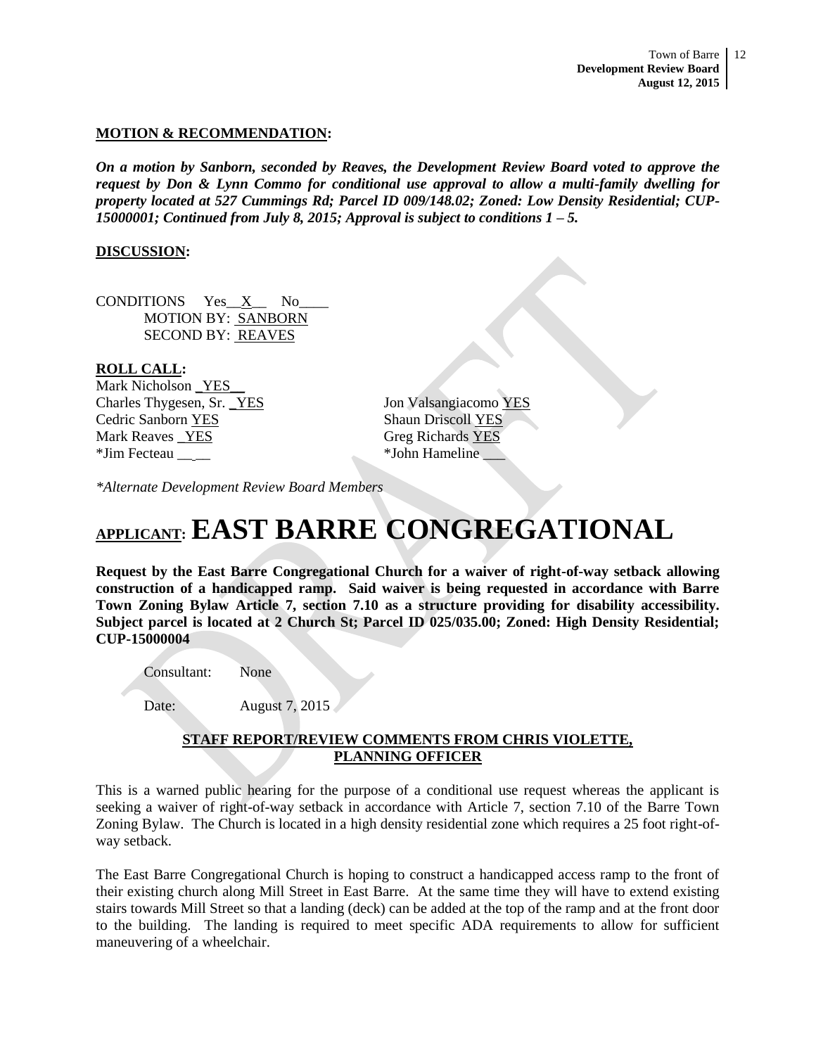**MOTION & RECOMMENDATION:**

***On a motion by Sanborn, seconded by Reaves, the Development Review Board voted to approve the request by Don & Lynn Commo for conditional use approval to allow a multi-family dwelling for property located at 527 Cummings Rd; Parcel ID 009/148.02; Zoned: Low Density Residential; CUP-15000001; Continued from July 8, 2015; Approval is subject to conditions 1 – 5.***

**DISCUSSION:**

CONDITIONS Yes__X__ No____
MOTION BY: SANBORN
SECOND BY: REAVES

**ROLL CALL:**

Mark Nicholson _YES__
Charles Thygesen, Sr. _YES
Cedric Sanborn YES
Mark Reaves _YES
*Jim Fecteau _____
Jon Valsangiacomo YES
Shaun Driscoll YES
Greg Richards YES
*John Hameline ___

*\*Alternate Development Review Board Members*

# APPLICANT: EAST BARRE CONGREGATIONAL

**Request by the East Barre Congregational Church for a waiver of right-of-way setback allowing construction of a handicapped ramp. Said waiver is being requested in accordance with Barre Town Zoning Bylaw Article 7, section 7.10 as a structure providing for disability accessibility. Subject parcel is located at 2 Church St; Parcel ID 025/035.00; Zoned: High Density Residential; CUP-15000004**

Consultant: None

Date: August 7, 2015

**STAFF REPORT/REVIEW COMMENTS FROM CHRIS VIOLETTE, PLANNING OFFICER**

This is a warned public hearing for the purpose of a conditional use request whereas the applicant is seeking a waiver of right-of-way setback in accordance with Article 7, section 7.10 of the Barre Town Zoning Bylaw. The Church is located in a high density residential zone which requires a 25 foot right-of-way setback.

The East Barre Congregational Church is hoping to construct a handicapped access ramp to the front of their existing church along Mill Street in East Barre. At the same time they will have to extend existing stairs towards Mill Street so that a landing (deck) can be added at the top of the ramp and at the front door to the building. The landing is required to meet specific ADA requirements to allow for sufficient maneuvering of a wheelchair.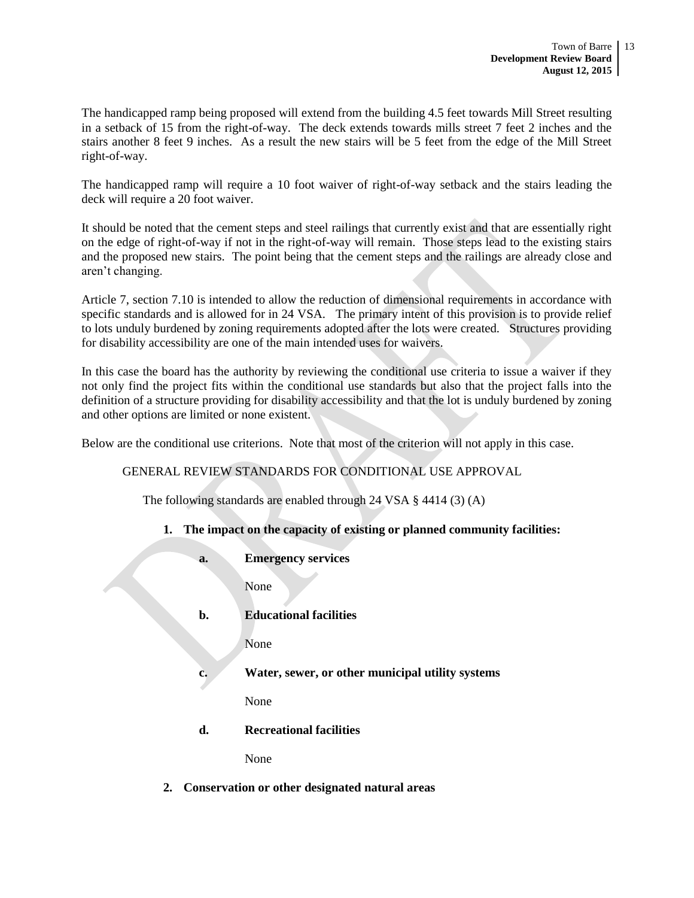The handicapped ramp being proposed will extend from the building 4.5 feet towards Mill Street resulting in a setback of 15 from the right-of-way. The deck extends towards mills street 7 feet 2 inches and the stairs another 8 feet 9 inches. As a result the new stairs will be 5 feet from the edge of the Mill Street right-of-way.

The handicapped ramp will require a 10 foot waiver of right-of-way setback and the stairs leading the deck will require a 20 foot waiver.

It should be noted that the cement steps and steel railings that currently exist and that are essentially right on the edge of right-of-way if not in the right-of-way will remain. Those steps lead to the existing stairs and the proposed new stairs. The point being that the cement steps and the railings are already close and aren't changing.

Article 7, section 7.10 is intended to allow the reduction of dimensional requirements in accordance with specific standards and is allowed for in 24 VSA. The primary intent of this provision is to provide relief to lots unduly burdened by zoning requirements adopted after the lots were created. Structures providing for disability accessibility are one of the main intended uses for waivers.

In this case the board has the authority by reviewing the conditional use criteria to issue a waiver if they not only find the project fits within the conditional use standards but also that the project falls into the definition of a structure providing for disability accessibility and that the lot is unduly burdened by zoning and other options are limited or none existent.

Below are the conditional use criterions. Note that most of the criterion will not apply in this case.

GENERAL REVIEW STANDARDS FOR CONDITIONAL USE APPROVAL

The following standards are enabled through 24 VSA § 4414 (3) (A)

1. **The impact on the capacity of existing or planned community facilities:**

   **a. Emergency services**

   None

   **b. Educational facilities**

   None

   **c. Water, sewer, or other municipal utility systems**

   None

   **d. Recreational facilities**

   None

2. **Conservation or other designated natural areas**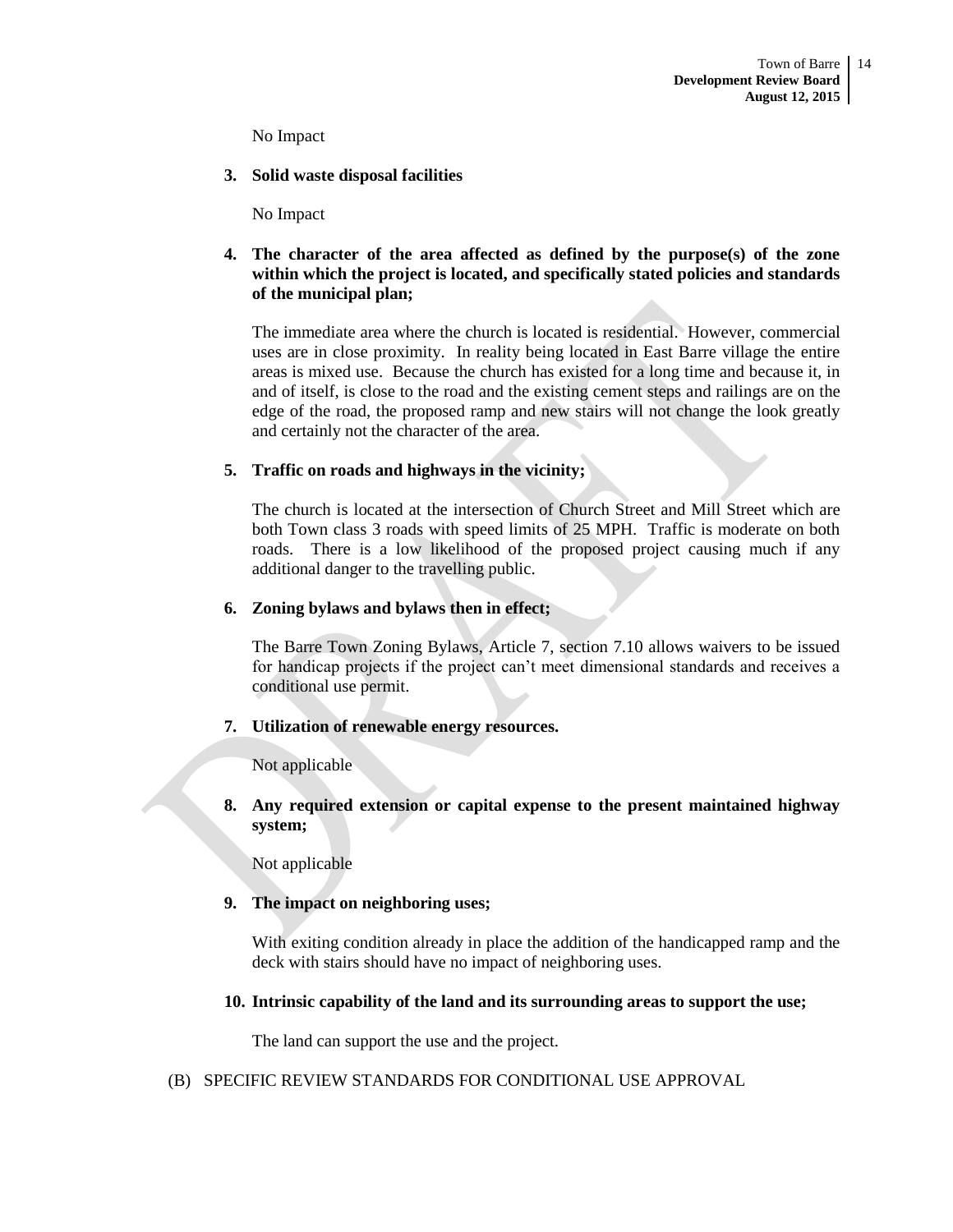No Impact

**3. Solid waste disposal facilities**

No Impact

**4. The character of the area affected as defined by the purpose(s) of the zone within which the project is located, and specifically stated policies and standards of the municipal plan;**

The immediate area where the church is located is residential. However, commercial uses are in close proximity. In reality being located in East Barre village the entire areas is mixed use. Because the church has existed for a long time and because it, in and of itself, is close to the road and the existing cement steps and railings are on the edge of the road, the proposed ramp and new stairs will not change the look greatly and certainly not the character of the area.

**5. Traffic on roads and highways in the vicinity;**

The church is located at the intersection of Church Street and Mill Street which are both Town class 3 roads with speed limits of 25 MPH. Traffic is moderate on both roads. There is a low likelihood of the proposed project causing much if any additional danger to the travelling public.

**6. Zoning bylaws and bylaws then in effect;**

The Barre Town Zoning Bylaws, Article 7, section 7.10 allows waivers to be issued for handicap projects if the project can't meet dimensional standards and receives a conditional use permit.

**7. Utilization of renewable energy resources.**

Not applicable

**8. Any required extension or capital expense to the present maintained highway system;**

Not applicable

**9. The impact on neighboring uses;**

With exiting condition already in place the addition of the handicapped ramp and the deck with stairs should have no impact of neighboring uses.

**10. Intrinsic capability of the land and its surrounding areas to support the use;**

The land can support the use and the project.

(B) SPECIFIC REVIEW STANDARDS FOR CONDITIONAL USE APPROVAL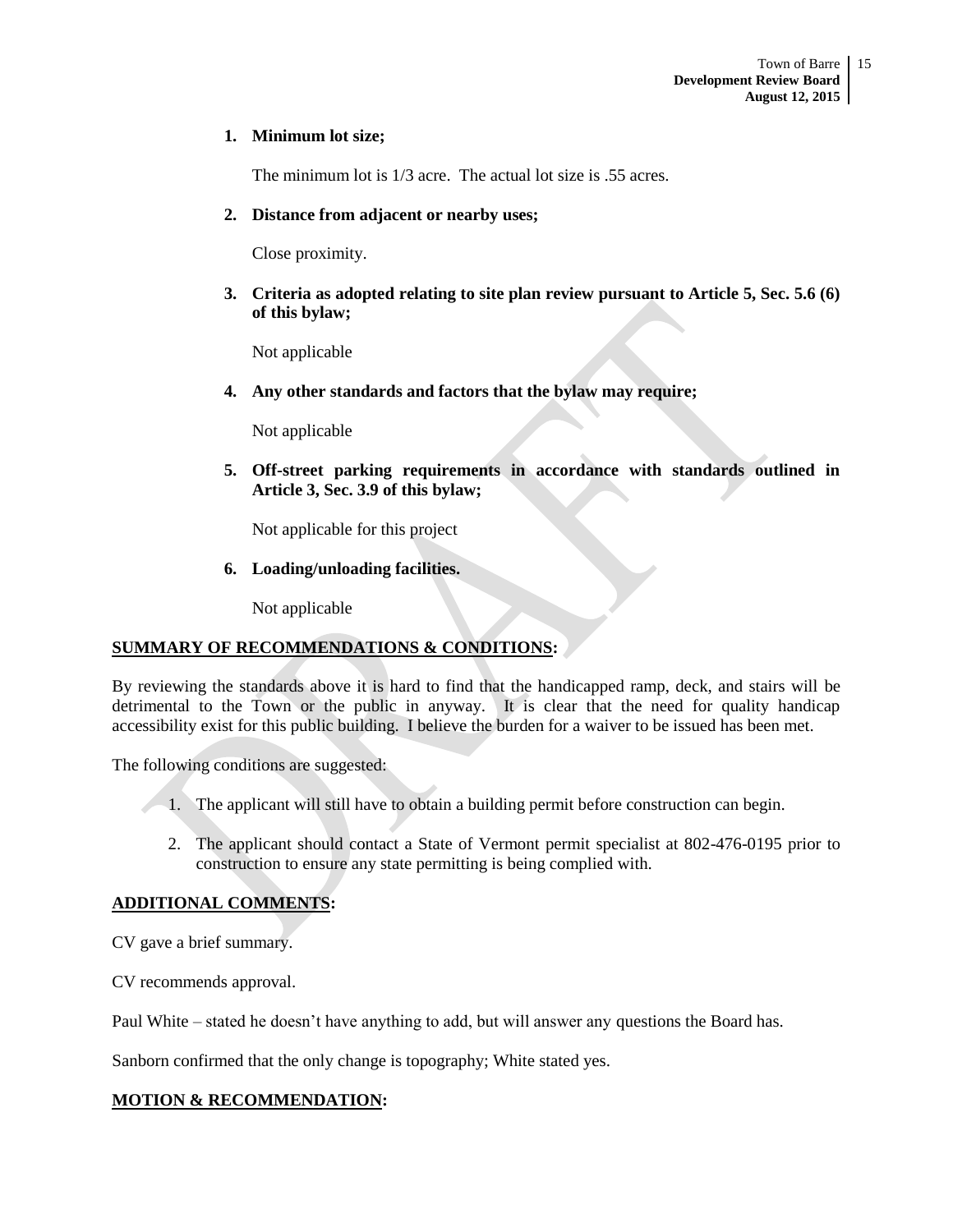1. **Minimum lot size;**

   The minimum lot is 1/3 acre. The actual lot size is .55 acres.

2. **Distance from adjacent or nearby uses;**

   Close proximity.

3. **Criteria as adopted relating to site plan review pursuant to Article 5, Sec. 5.6 (6) of this bylaw;**

   Not applicable

4. **Any other standards and factors that the bylaw may require;**

   Not applicable

5. **Off-street parking requirements in accordance with standards outlined in Article 3, Sec. 3.9 of this bylaw;**

   Not applicable for this project

6. **Loading/unloading facilities.**

   Not applicable

**SUMMARY OF RECOMMENDATIONS & CONDITIONS:**

By reviewing the standards above it is hard to find that the handicapped ramp, deck, and stairs will be detrimental to the Town or the public in anyway. It is clear that the need for quality handicap accessibility exist for this public building. I believe the burden for a waiver to be issued has been met.

The following conditions are suggested:

1. The applicant will still have to obtain a building permit before construction can begin.
2. The applicant should contact a State of Vermont permit specialist at 802-476-0195 prior to construction to ensure any state permitting is being complied with.

**ADDITIONAL COMMENTS:**

CV gave a brief summary.

CV recommends approval.

Paul White – stated he doesn't have anything to add, but will answer any questions the Board has.

Sanborn confirmed that the only change is topography; White stated yes.

**MOTION & RECOMMENDATION:**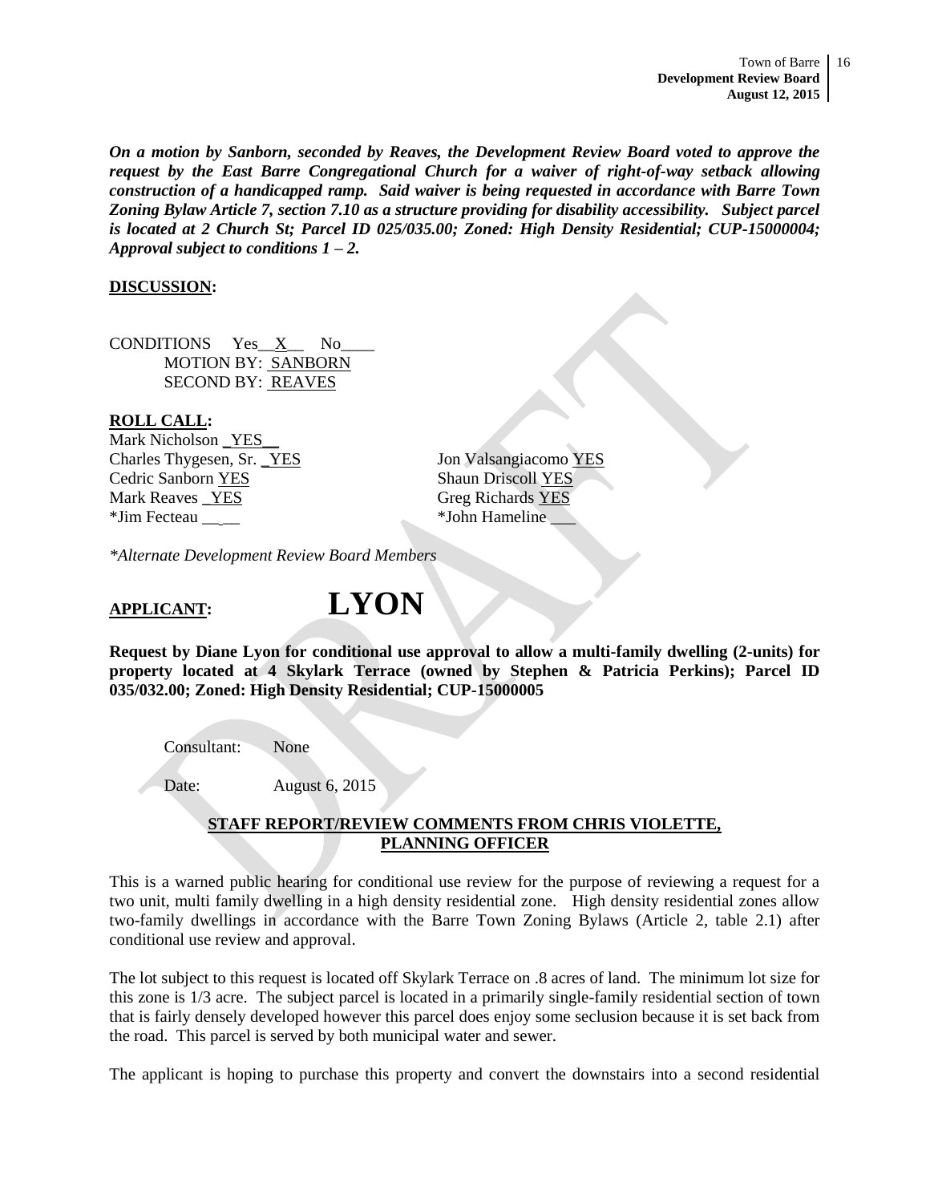***On a motion by Sanborn, seconded by Reaves, the Development Review Board voted to approve the request by the East Barre Congregational Church for a waiver of right-of-way setback allowing construction of a handicapped ramp. Said waiver is being requested in accordance with Barre Town Zoning Bylaw Article 7, section 7.10 as a structure providing for disability accessibility. Subject parcel is located at 2 Church St; Parcel ID 025/035.00; Zoned: High Density Residential; CUP-15000004; Approval subject to conditions 1 – 2.***

**DISCUSSION:**

CONDITIONS Yes__X__ No____
MOTION BY: SANBORN
SECOND BY: REAVES

**ROLL CALL:**

Mark Nicholson _YES__
Charles Thygesen, Sr. _YES
Cedric Sanborn YES
Mark Reaves _YES
*Jim Fecteau __ __
Jon Valsangiacomo YES
Shaun Driscoll YES
Greg Richards YES
*John Hameline ___

*Alternate Development Review Board Members*

## APPLICANT: LYON

**Request by Diane Lyon for conditional use approval to allow a multi-family dwelling (2-units) for property located at 4 Skylark Terrace (owned by Stephen & Patricia Perkins); Parcel ID 035/032.00; Zoned: High Density Residential; CUP-15000005**

Consultant: None

Date: August 6, 2015

**STAFF REPORT/REVIEW COMMENTS FROM CHRIS VIOLETTE, PLANNING OFFICER**

This is a warned public hearing for conditional use review for the purpose of reviewing a request for a two unit, multi family dwelling in a high density residential zone. High density residential zones allow two-family dwellings in accordance with the Barre Town Zoning Bylaws (Article 2, table 2.1) after conditional use review and approval.

The lot subject to this request is located off Skylark Terrace on .8 acres of land. The minimum lot size for this zone is 1/3 acre. The subject parcel is located in a primarily single-family residential section of town that is fairly densely developed however this parcel does enjoy some seclusion because it is set back from the road. This parcel is served by both municipal water and sewer.

The applicant is hoping to purchase this property and convert the downstairs into a second residential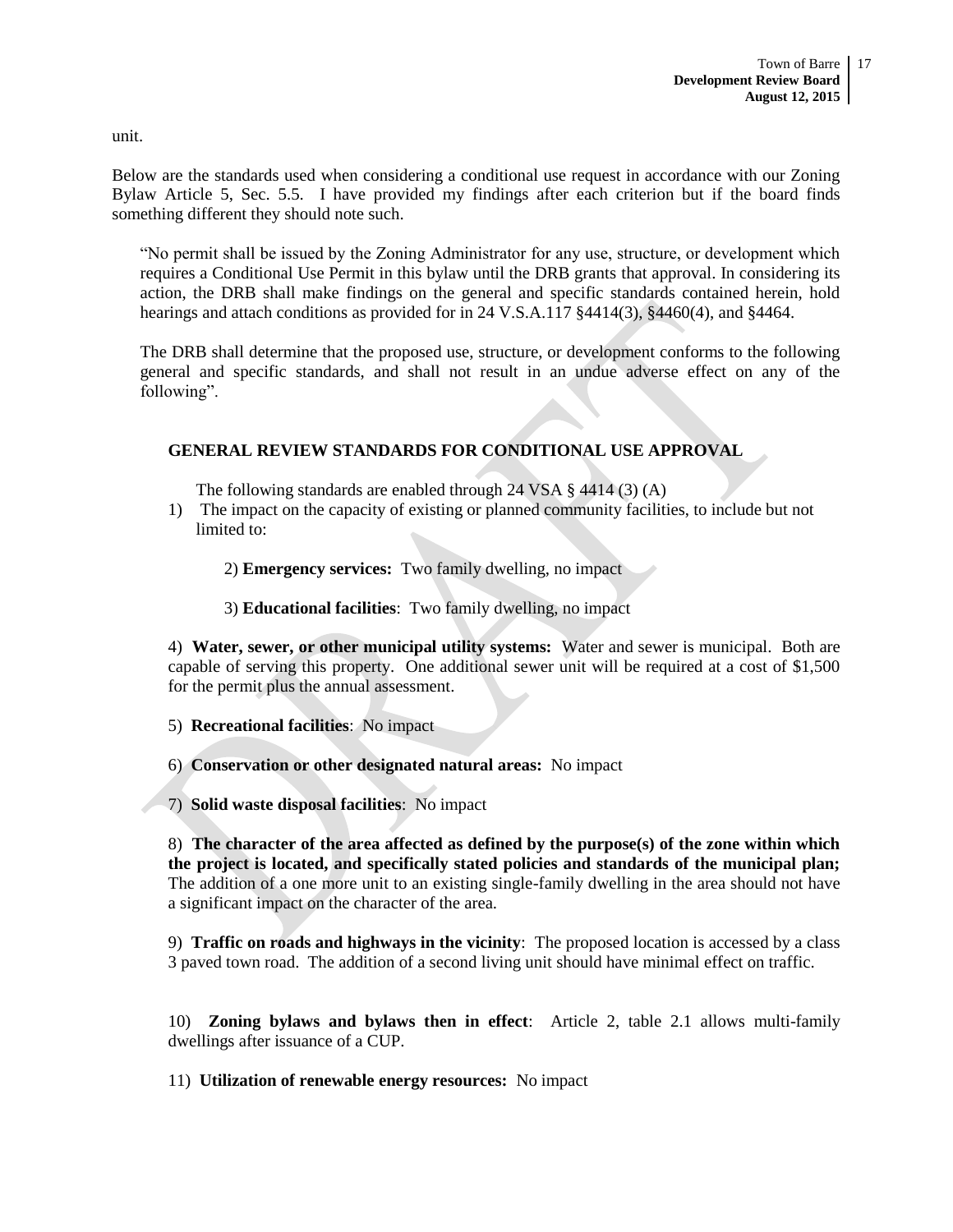unit.

Below are the standards used when considering a conditional use request in accordance with our Zoning Bylaw Article 5, Sec. 5.5. I have provided my findings after each criterion but if the board finds something different they should note such.

> "No permit shall be issued by the Zoning Administrator for any use, structure, or development which requires a Conditional Use Permit in this bylaw until the DRB grants that approval. In considering its action, the DRB shall make findings on the general and specific standards contained herein, hold hearings and attach conditions as provided for in 24 V.S.A.117 §4414(3), §4460(4), and §4464.
>
> The DRB shall determine that the proposed use, structure, or development conforms to the following general and specific standards, and shall not result in an undue adverse effect on any of the following".

### GENERAL REVIEW STANDARDS FOR CONDITIONAL USE APPROVAL

The following standards are enabled through 24 VSA § 4414 (3) (A)

1) The impact on the capacity of existing or planned community facilities, to include but not limited to:

2) **Emergency services:** Two family dwelling, no impact

3) **Educational facilities**: Two family dwelling, no impact

4) **Water, sewer, or other municipal utility systems:** Water and sewer is municipal. Both are capable of serving this property. One additional sewer unit will be required at a cost of $1,500 for the permit plus the annual assessment.

5) **Recreational facilities**: No impact

6) **Conservation or other designated natural areas:** No impact

7) **Solid waste disposal facilities**: No impact

8) **The character of the area affected as defined by the purpose(s) of the zone within which the project is located, and specifically stated policies and standards of the municipal plan;** The addition of a one more unit to an existing single-family dwelling in the area should not have a significant impact on the character of the area.

9) **Traffic on roads and highways in the vicinity**: The proposed location is accessed by a class 3 paved town road. The addition of a second living unit should have minimal effect on traffic.

10) **Zoning bylaws and bylaws then in effect**: Article 2, table 2.1 allows multi-family dwellings after issuance of a CUP.

11) **Utilization of renewable energy resources:** No impact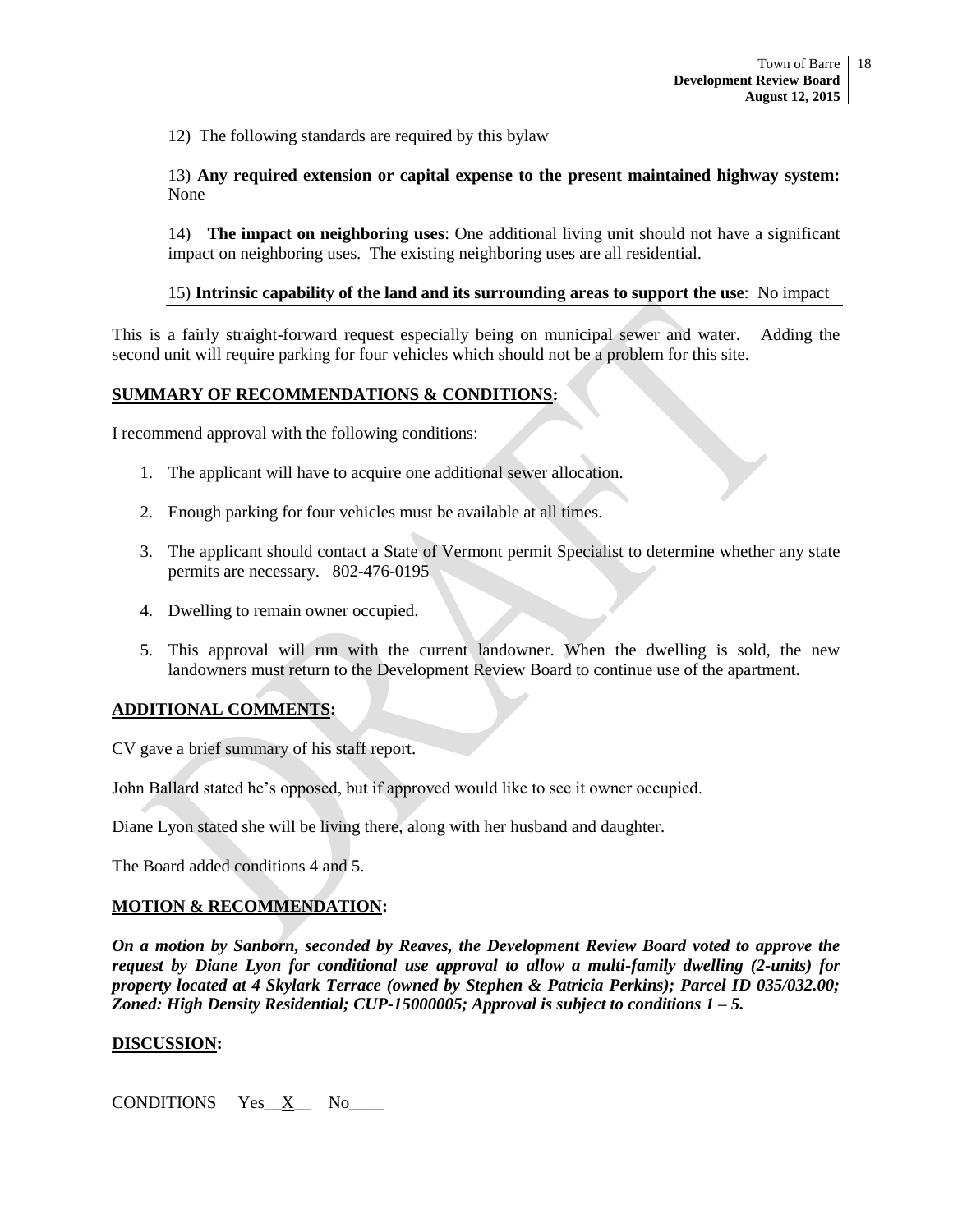12) The following standards are required by this bylaw

13) **Any required extension or capital expense to the present maintained highway system:** None

14) **The impact on neighboring uses**: One additional living unit should not have a significant impact on neighboring uses. The existing neighboring uses are all residential.

15) **Intrinsic capability of the land and its surrounding areas to support the use**: No impact

This is a fairly straight-forward request especially being on municipal sewer and water. Adding the second unit will require parking for four vehicles which should not be a problem for this site.

## SUMMARY OF RECOMMENDATIONS & CONDITIONS:

I recommend approval with the following conditions:

1. The applicant will have to acquire one additional sewer allocation.
2. Enough parking for four vehicles must be available at all times.
3. The applicant should contact a State of Vermont permit Specialist to determine whether any state permits are necessary. 802-476-0195
4. Dwelling to remain owner occupied.
5. This approval will run with the current landowner. When the dwelling is sold, the new landowners must return to the Development Review Board to continue use of the apartment.

## ADDITIONAL COMMENTS:

CV gave a brief summary of his staff report.

John Ballard stated he's opposed, but if approved would like to see it owner occupied.

Diane Lyon stated she will be living there, along with her husband and daughter.

The Board added conditions 4 and 5.

## MOTION & RECOMMENDATION:

***On a motion by Sanborn, seconded by Reaves, the Development Review Board voted to approve the request by Diane Lyon for conditional use approval to allow a multi-family dwelling (2-units) for property located at 4 Skylark Terrace (owned by Stephen & Patricia Perkins); Parcel ID 035/032.00; Zoned: High Density Residential; CUP-15000005; Approval is subject to conditions 1 – 5.***

## DISCUSSION:

CONDITIONS Yes__X__ No____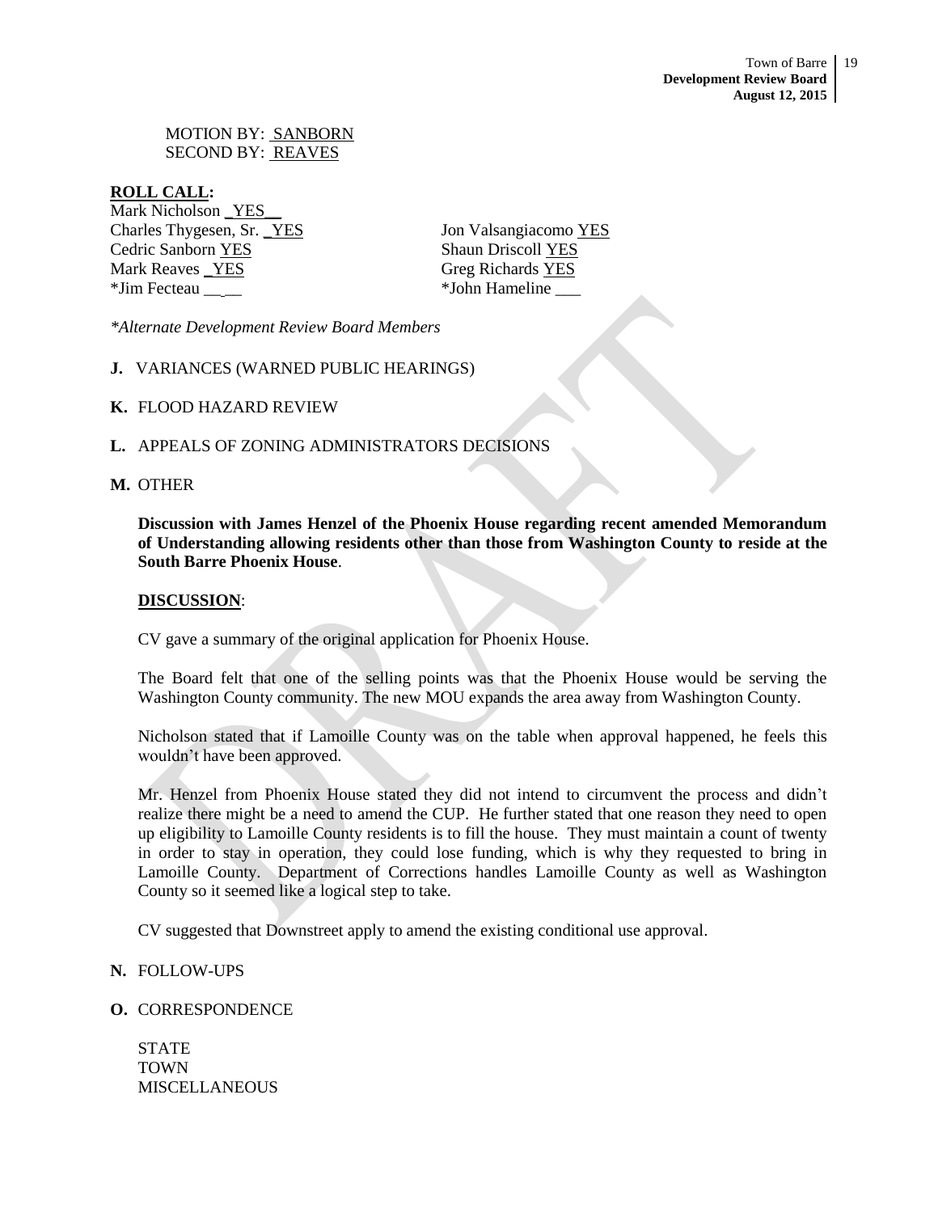MOTION BY: SANBORN
SECOND BY: REAVES

**ROLL CALL:**

Mark Nicholson _YES__
Charles Thygesen, Sr. _YES
Cedric Sanborn YES
Mark Reaves _YES
*Jim Fecteau ___
Jon Valsangiacomo YES
Shaun Driscoll YES
Greg Richards YES
*John Hameline ___

*\*Alternate Development Review Board Members*

**J.** VARIANCES (WARNED PUBLIC HEARINGS)

**K.** FLOOD HAZARD REVIEW

**L.** APPEALS OF ZONING ADMINISTRATORS DECISIONS

**M.** OTHER

**Discussion with James Henzel of the Phoenix House regarding recent amended Memorandum of Understanding allowing residents other than those from Washington County to reside at the South Barre Phoenix House**.

**DISCUSSION**:

CV gave a summary of the original application for Phoenix House.

The Board felt that one of the selling points was that the Phoenix House would be serving the Washington County community. The new MOU expands the area away from Washington County.

Nicholson stated that if Lamoille County was on the table when approval happened, he feels this wouldn't have been approved.

Mr. Henzel from Phoenix House stated they did not intend to circumvent the process and didn't realize there might be a need to amend the CUP. He further stated that one reason they need to open up eligibility to Lamoille County residents is to fill the house. They must maintain a count of twenty in order to stay in operation, they could lose funding, which is why they requested to bring in Lamoille County. Department of Corrections handles Lamoille County as well as Washington County so it seemed like a logical step to take.

CV suggested that Downstreet apply to amend the existing conditional use approval.

**N.** FOLLOW-UPS

**O.** CORRESPONDENCE

STATE
TOWN
MISCELLANEOUS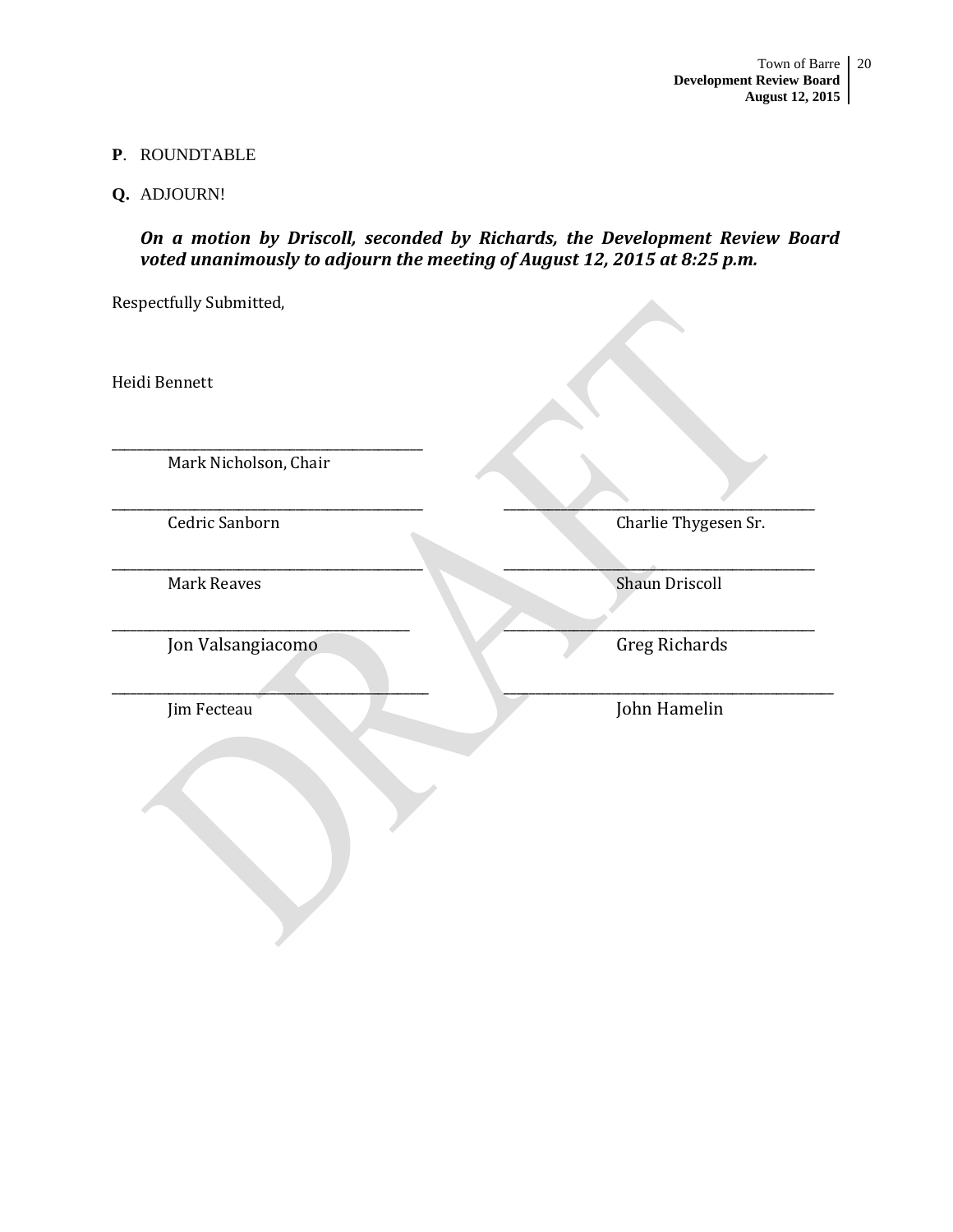**P**. ROUNDTABLE

**Q.** ADJOURN!

***On a motion by Driscoll, seconded by Richards, the Development Review Board voted unanimously to adjourn the meeting of August 12, 2015 at 8:25 p.m.***

Respectfully Submitted,

Heidi Bennett

\_\_\_\_\_\_\_\_\_\_\_\_\_\_\_\_\_\_\_\_\_\_\_\_\_\_\_\_\_\_\_\_\_\_\_\_\_\_\_\_\_\_\_\_\_\_
Mark Nicholson, Chair

\_\_\_\_\_\_\_\_\_\_\_\_\_\_\_\_\_\_\_\_\_\_\_\_\_\_\_\_\_\_\_\_\_\_\_\_\_\_\_\_\_\_\_\_\_\_
Cedric Sanborn

\_\_\_\_\_\_\_\_\_\_\_\_\_\_\_\_\_\_\_\_\_\_\_\_\_\_\_\_\_\_\_\_\_\_\_\_\_\_\_\_\_\_\_\_\_\_
Charlie Thygesen Sr.

\_\_\_\_\_\_\_\_\_\_\_\_\_\_\_\_\_\_\_\_\_\_\_\_\_\_\_\_\_\_\_\_\_\_\_\_\_\_\_\_\_\_\_\_\_\_
Mark Reaves

\_\_\_\_\_\_\_\_\_\_\_\_\_\_\_\_\_\_\_\_\_\_\_\_\_\_\_\_\_\_\_\_\_\_\_\_\_\_\_\_\_\_\_\_\_\_
Shaun Driscoll

\_\_\_\_\_\_\_\_\_\_\_\_\_\_\_\_\_\_\_\_\_\_\_\_\_\_\_\_\_\_\_\_\_\_\_\_\_\_\_\_\_\_\_\_\_\_
Jon Valsangiacomo

\_\_\_\_\_\_\_\_\_\_\_\_\_\_\_\_\_\_\_\_\_\_\_\_\_\_\_\_\_\_\_\_\_\_\_\_\_\_\_\_\_\_\_\_\_\_
Greg Richards

\_\_\_\_\_\_\_\_\_\_\_\_\_\_\_\_\_\_\_\_\_\_\_\_\_\_\_\_\_\_\_\_\_\_\_\_\_\_\_\_\_\_\_\_\_\_
Jim Fecteau

\_\_\_\_\_\_\_\_\_\_\_\_\_\_\_\_\_\_\_\_\_\_\_\_\_\_\_\_\_\_\_\_\_\_\_\_\_\_\_\_\_\_\_\_\_\_
John Hamelin

DRAFT